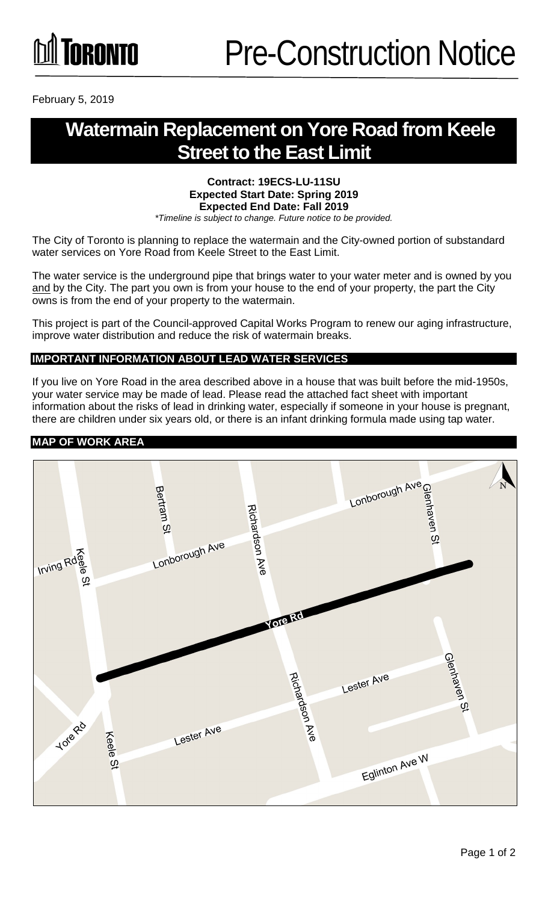TORONTO

Pre-Construction Notice

February 5, 2019

# Watermain Replacement on Yore Road from Keele Street to the East Limit

**Contract: 19ECS-LU-11SU**
**Expected Start Date: Spring 2019**
**Expected End Date: Fall 2019**
*\*Timeline is subject to change. Future notice to be provided.*

The City of Toronto is planning to replace the watermain and the City-owned portion of substandard water services on Yore Road from Keele Street to the East Limit.

The water service is the underground pipe that brings water to your water meter and is owned by you and by the City. The part you own is from your house to the end of your property, the part the City owns is from the end of your property to the watermain.

This project is part of the Council-approved Capital Works Program to renew our aging infrastructure, improve water distribution and reduce the risk of watermain breaks.

## IMPORTANT INFORMATION ABOUT LEAD WATER SERVICES

If you live on Yore Road in the area described above in a house that was built before the mid-1950s, your water service may be made of lead. Please read the attached fact sheet with important information about the risks of lead in drinking water, especially if someone in your house is pregnant, there are children under six years old, or there is an infant drinking formula made using tap water.

## MAP OF WORK AREA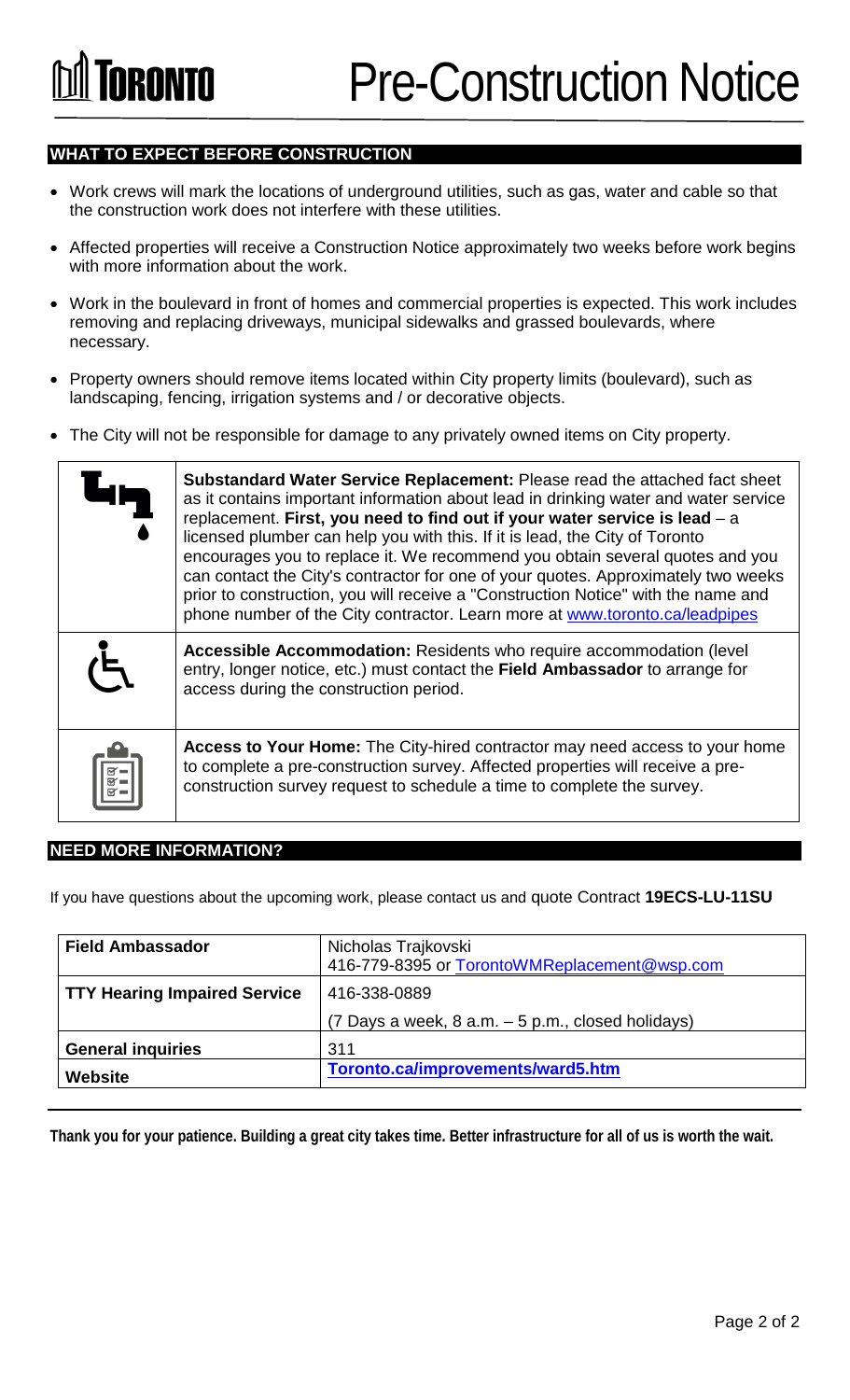# Pre-Construction Notice

## WHAT TO EXPECT BEFORE CONSTRUCTION

- Work crews will mark the locations of underground utilities, such as gas, water and cable so that the construction work does not interfere with these utilities.
- Affected properties will receive a Construction Notice approximately two weeks before work begins with more information about the work.
- Work in the boulevard in front of homes and commercial properties is expected. This work includes removing and replacing driveways, municipal sidewalks and grassed boulevards, where necessary.
- Property owners should remove items located within City property limits (boulevard), such as landscaping, fencing, irrigation systems and / or decorative objects.
- The City will not be responsible for damage to any privately owned items on City property.

| | |
|---|---|
| | **Substandard Water Service Replacement:** Please read the attached fact sheet as it contains important information about lead in drinking water and water service replacement. **First, you need to find out if your water service is lead** – a licensed plumber can help you with this. If it is lead, the City of Toronto encourages you to replace it. We recommend you obtain several quotes and you can contact the City's contractor for one of your quotes. Approximately two weeks prior to construction, you will receive a "Construction Notice" with the name and phone number of the City contractor. Learn more at www.toronto.ca/leadpipes |
| | **Accessible Accommodation:** Residents who require accommodation (level entry, longer notice, etc.) must contact the **Field Ambassador** to arrange for access during the construction period. |
| | **Access to Your Home:** The City-hired contractor may need access to your home to complete a pre-construction survey. Affected properties will receive a pre-construction survey request to schedule a time to complete the survey. |

## NEED MORE INFORMATION?

If you have questions about the upcoming work, please contact us and quote Contract **19ECS-LU-11SU**

| | |
|---|---|
| **Field Ambassador** | Nicholas Trajkovski<br>416-779-8395 or TorontoWMReplacement@wsp.com |
| **TTY Hearing Impaired Service** | 416-338-0889<br>(7 Days a week, 8 a.m. – 5 p.m., closed holidays) |
| **General inquiries** | 311 |
| **Website** | **Toronto.ca/improvements/ward5.htm** |

**Thank you for your patience. Building a great city takes time. Better infrastructure for all of us is worth the wait.**